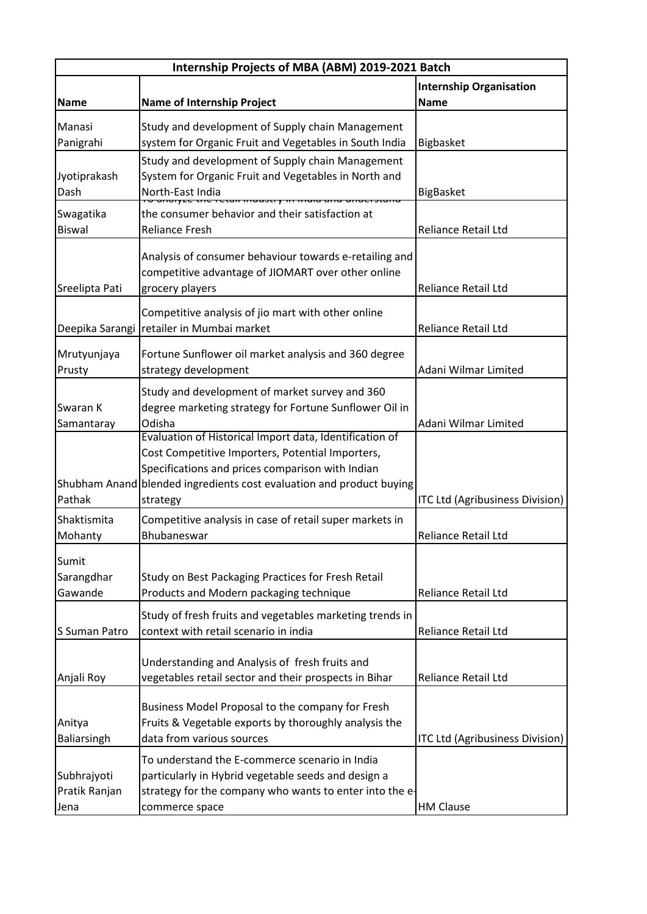| Internship Projects of MBA (ABM) 2019-2021 Batch | | |
|---|---|---|
| **Name** | **Name of Internship Project** | **Internship Organisation Name** |
| Manasi Panigrahi | Study and development of Supply chain Management system for Organic Fruit and Vegetables in South India | Bigbasket |
| Jyotiprakash Dash | Study and development of Supply chain Management System for Organic Fruit and Vegetables in North and North-East India | BigBasket |
| Swagatika Biswal | To analyze the retail industry in India and understand the consumer behavior and their satisfaction at Reliance Fresh | Reliance Retail Ltd |
| Sreelipta Pati | Analysis of consumer behaviour towards e-retailing and competitive advantage of JIOMART over other online grocery players | Reliance Retail Ltd |
| Deepika Sarangi | Competitive analysis of jio mart with other online retailer in Mumbai market | Reliance Retail Ltd |
| Mrutyunjaya Prusty | Fortune Sunflower oil market analysis and 360 degree strategy development | Adani Wilmar Limited |
| Swaran K Samantaray | Study and development of market survey and 360 degree marketing strategy for Fortune Sunflower Oil in Odisha | Adani Wilmar Limited |
| Shubham Anand Pathak | Evaluation of Historical Import data, Identification of Cost Competitive Importers, Potential Importers, Specifications and prices comparison with Indian blended ingredients cost evaluation and product buying strategy | ITC Ltd (Agribusiness Division) |
| Shaktismita Mohanty | Competitive analysis in case of retail super markets in Bhubaneswar | Reliance Retail Ltd |
| Sumit Sarangdhar Gawande | Study on Best Packaging Practices for Fresh Retail Products and Modern packaging technique | Reliance Retail Ltd |
| S Suman Patro | Study of fresh fruits and vegetables marketing trends in context with retail scenario in india | Reliance Retail Ltd |
| Anjali Roy | Understanding and Analysis of fresh fruits and vegetables retail sector and their prospects in Bihar | Reliance Retail Ltd |
| Anitya Baliarsingh | Business Model Proposal to the company for Fresh Fruits & Vegetable exports by thoroughly analysis the data from various sources | ITC Ltd (Agribusiness Division) |
| Subhrajyoti Pratik Ranjan Jena | To understand the E-commerce scenario in India particularly in Hybrid vegetable seeds and design a strategy for the company who wants to enter into the e-commerce space | HM Clause |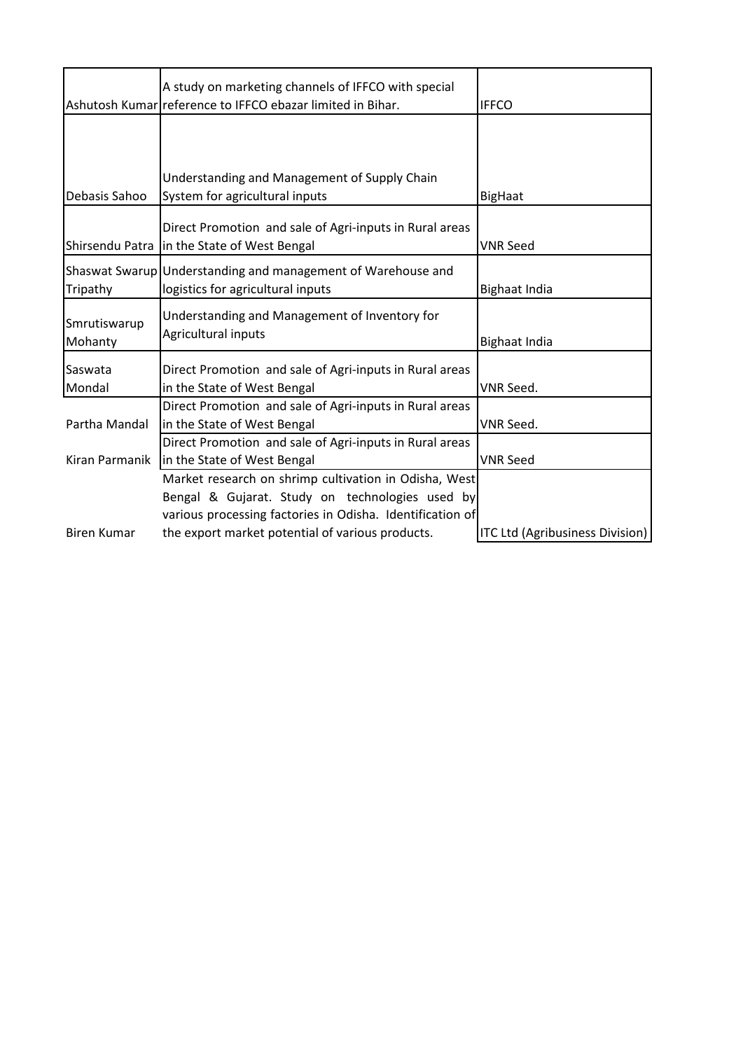| | | |
|---|---|---|
| Ashutosh Kumar | A study on marketing channels of IFFCO with special reference to IFFCO ebazar limited in Bihar. | IFFCO |
| Debasis Sahoo | Understanding and Management of Supply Chain System for agricultural inputs | BigHaat |
| Shirsendu Patra | Direct Promotion and sale of Agri-inputs in Rural areas in the State of West Bengal | VNR Seed |
| Shaswat Swarup Tripathy | Understanding and management of Warehouse and logistics for agricultural inputs | Bighaat India |
| Smrutiswarup Mohanty | Understanding and Management of Inventory for Agricultural inputs | Bighaat India |
| Saswata Mondal | Direct Promotion and sale of Agri-inputs in Rural areas in the State of West Bengal | VNR Seed. |
| Partha Mandal | Direct Promotion and sale of Agri-inputs in Rural areas in the State of West Bengal | VNR Seed. |
| Kiran Parmanik | Direct Promotion and sale of Agri-inputs in Rural areas in the State of West Bengal | VNR Seed |
| Biren Kumar | Market research on shrimp cultivation in Odisha, West Bengal & Gujarat. Study on technologies used by various processing factories in Odisha. Identification of the export market potential of various products. | ITC Ltd (Agribusiness Division) |